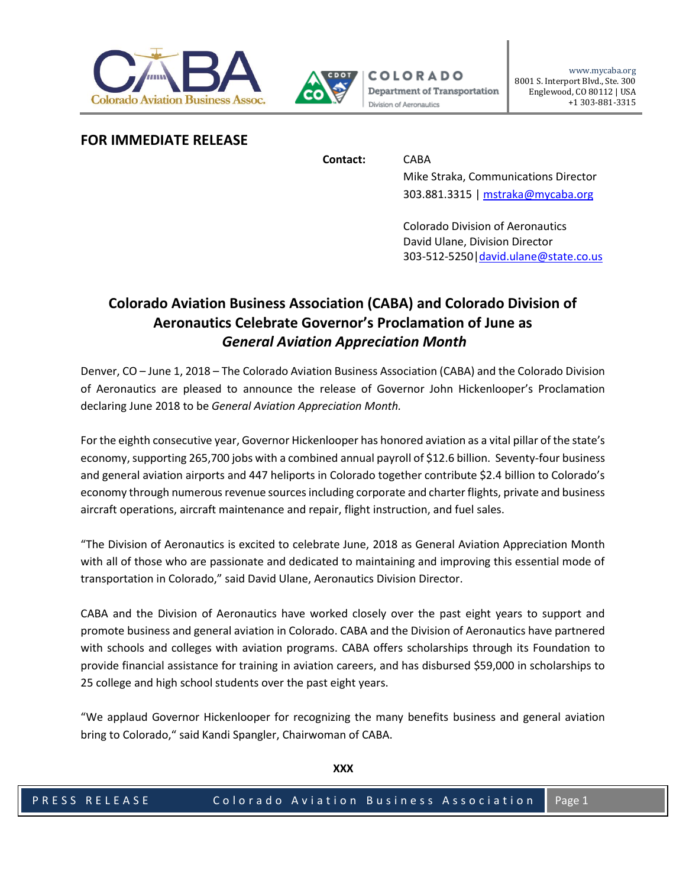www.mycaba.org
8001 S. Interport Blvd., Ste. 300
Englewood, CO 80112 | USA
+1 303-881-3315

**FOR IMMEDIATE RELEASE**

**Contact:**

CABA
Mike Straka, Communications Director
303.881.3315 | mstraka@mycaba.org

Colorado Division of Aeronautics
David Ulane, Division Director
303-512-5250|david.ulane@state.co.us

## Colorado Aviation Business Association (CABA) and Colorado Division of Aeronautics Celebrate Governor's Proclamation of June as *General Aviation Appreciation Month*

Denver, CO – June 1, 2018 – The Colorado Aviation Business Association (CABA) and the Colorado Division of Aeronautics are pleased to announce the release of Governor John Hickenlooper's Proclamation declaring June 2018 to be *General Aviation Appreciation Month.*

For the eighth consecutive year, Governor Hickenlooper has honored aviation as a vital pillar of the state's economy, supporting 265,700 jobs with a combined annual payroll of $12.6 billion. Seventy-four business and general aviation airports and 447 heliports in Colorado together contribute $2.4 billion to Colorado's economy through numerous revenue sources including corporate and charter flights, private and business aircraft operations, aircraft maintenance and repair, flight instruction, and fuel sales.

"The Division of Aeronautics is excited to celebrate June, 2018 as General Aviation Appreciation Month with all of those who are passionate and dedicated to maintaining and improving this essential mode of transportation in Colorado," said David Ulane, Aeronautics Division Director.

CABA and the Division of Aeronautics have worked closely over the past eight years to support and promote business and general aviation in Colorado. CABA and the Division of Aeronautics have partnered with schools and colleges with aviation programs. CABA offers scholarships through its Foundation to provide financial assistance for training in aviation careers, and has disbursed $59,000 in scholarships to 25 college and high school students over the past eight years.

"We applaud Governor Hickenlooper for recognizing the many benefits business and general aviation bring to Colorado," said Kandi Spangler, Chairwoman of CABA.

**XXX**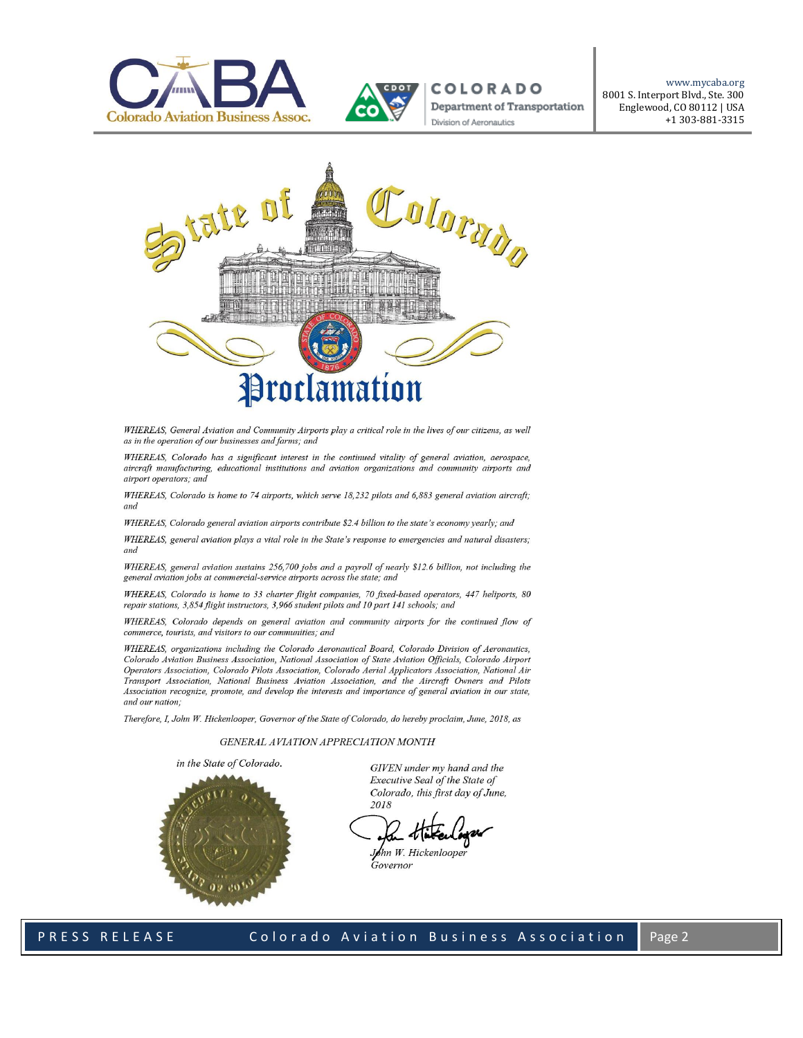# State of Colorado

# Proclamation

*WHEREAS, General Aviation and Community Airports play a critical role in the lives of our citizens, as well as in the operation of our businesses and farms; and*

*WHEREAS, Colorado has a significant interest in the continued vitality of general aviation, aerospace, aircraft manufacturing, educational institutions and aviation organizations and community airports and airport operators; and*

*WHEREAS, Colorado is home to 74 airports, which serve 18,232 pilots and 6,883 general aviation aircraft; and*

*WHEREAS, Colorado general aviation airports contribute $2.4 billion to the state's economy yearly; and*

*WHEREAS, general aviation plays a vital role in the State's response to emergencies and natural disasters; and*

*WHEREAS, general aviation sustains 256,700 jobs and a payroll of nearly $12.6 billion, not including the general aviation jobs at commercial-service airports across the state; and*

*WHEREAS, Colorado is home to 33 charter flight companies, 70 fixed-based operators, 447 heliports, 80 repair stations, 3,854 flight instructors, 3,966 student pilots and 10 part 141 schools; and*

*WHEREAS, Colorado depends on general aviation and community airports for the continued flow of commerce, tourists, and visitors to our communities; and*

*WHEREAS, organizations including the Colorado Aeronautical Board, Colorado Division of Aeronautics, Colorado Aviation Business Association, National Association of State Aviation Officials, Colorado Airport Operators Association, Colorado Pilots Association, Colorado Aerial Applicators Association, National Air Transport Association, National Business Aviation Association, and the Aircraft Owners and Pilots Association recognize, promote, and develop the interests and importance of general aviation in our state, and our nation;*

*Therefore, I, John W. Hickenlooper, Governor of the State of Colorado, do hereby proclaim, June, 2018, as*

*GENERAL AVIATION APPRECIATION MONTH*

*in the State of Colorado.*

*GIVEN under my hand and the Executive Seal of the State of Colorado, this first day of June, 2018*

*John W. Hickenlooper*
*Governor*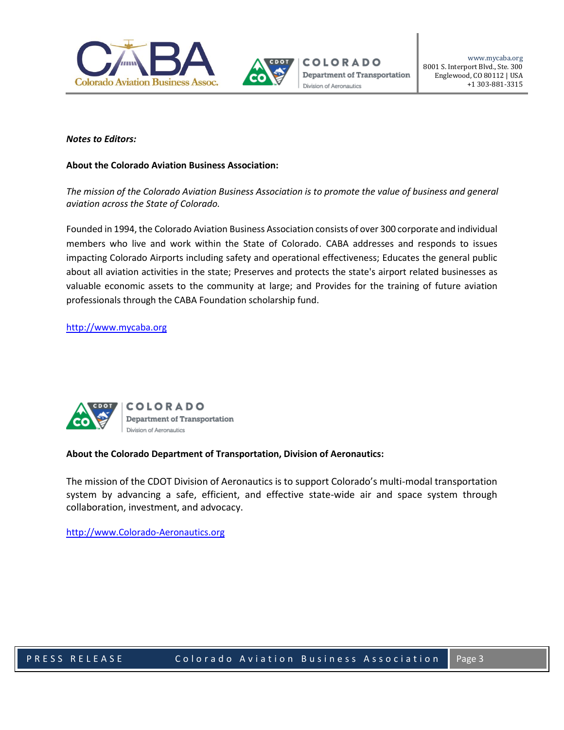***Notes to Editors:***

**About the Colorado Aviation Business Association:**

*The mission of the Colorado Aviation Business Association is to promote the value of business and general aviation across the State of Colorado.*

Founded in 1994, the Colorado Aviation Business Association consists of over 300 corporate and individual members who live and work within the State of Colorado. CABA addresses and responds to issues impacting Colorado Airports including safety and operational effectiveness; Educates the general public about all aviation activities in the state; Preserves and protects the state's airport related businesses as valuable economic assets to the community at large; and Provides for the training of future aviation professionals through the CABA Foundation scholarship fund.

http://www.mycaba.org

**About the Colorado Department of Transportation, Division of Aeronautics:**

The mission of the CDOT Division of Aeronautics is to support Colorado's multi-modal transportation system by advancing a safe, efficient, and effective state-wide air and space system through collaboration, investment, and advocacy.

http://www.Colorado-Aeronautics.org